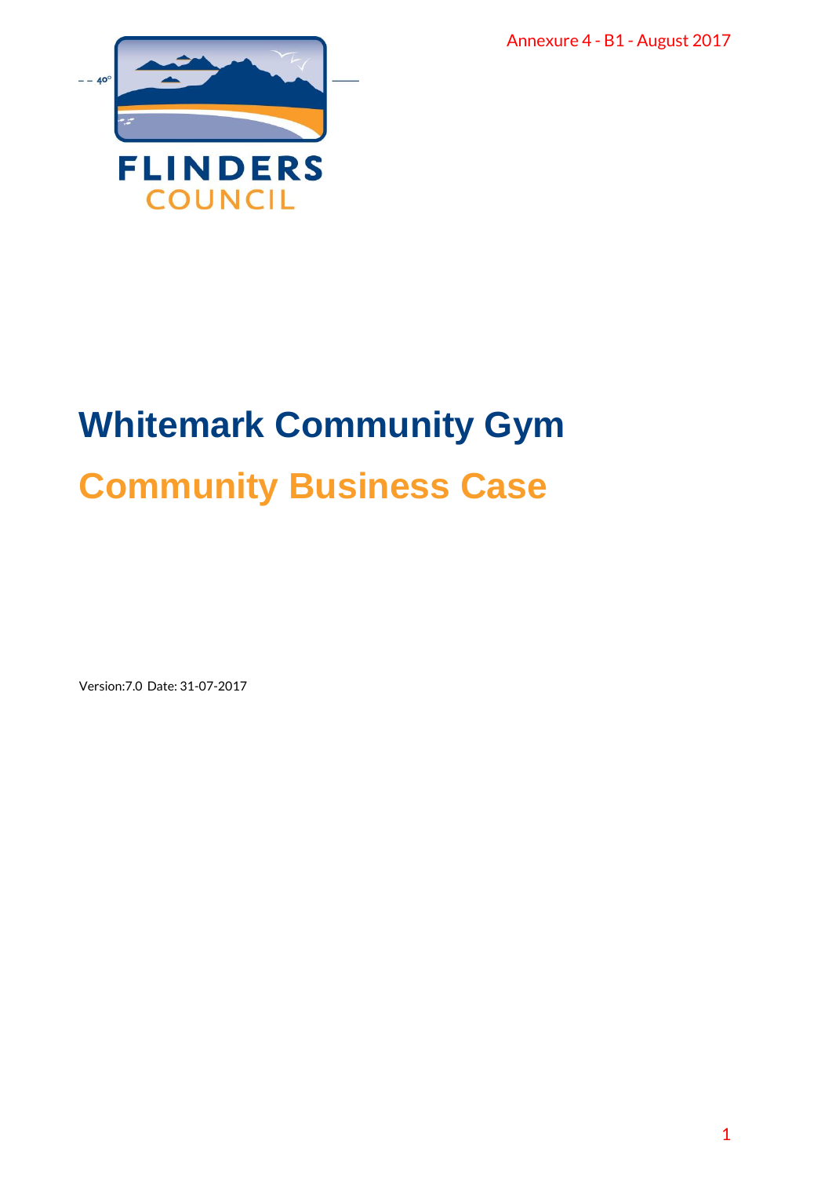Annexure 4 - B1 - August 2017

FLINDERS
COUNCIL

# Whitemark Community Gym

# Community Business Case

Version:7.0 Date: 31-07-2017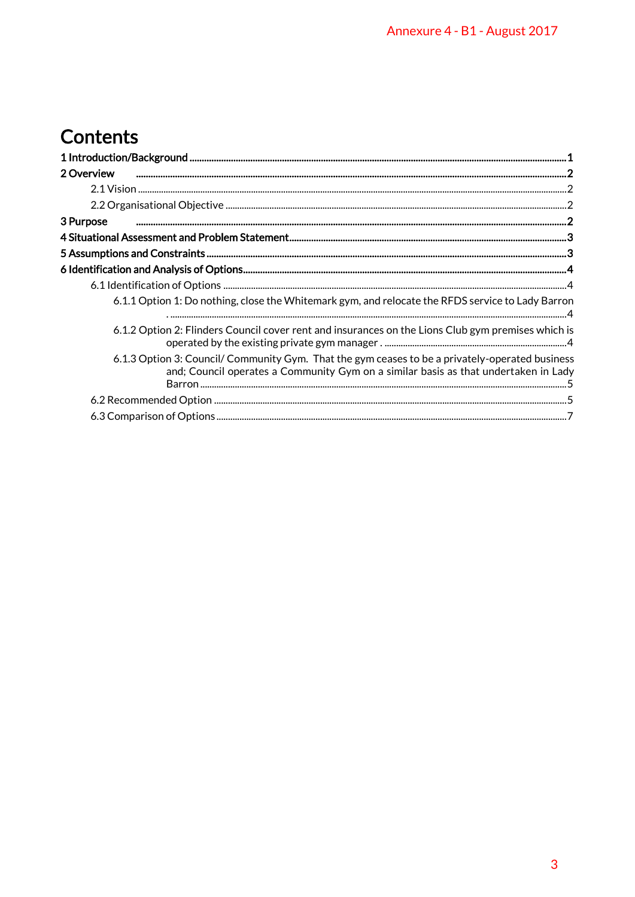# Contents

**1 Introduction/Background** ........ **1**

**2 Overview** ........ **2**

- 2.1 Vision ........ 2
- 2.2 Organisational Objective ........ 2

**3 Purpose** ........ **2**

**4 Situational Assessment and Problem Statement** ........ **3**

**5 Assumptions and Constraints** ........ **3**

**6 Identification and Analysis of Options** ........ **4**

- 6.1 Identification of Options ........ 4
  - 6.1.1 Option 1: Do nothing, close the Whitemark gym, and relocate the RFDS service to Lady Barron ........ 4
  - 6.1.2 Option 2: Flinders Council cover rent and insurances on the Lions Club gym premises which is operated by the existing private gym manager . ........ 4
  - 6.1.3 Option 3: Council/ Community Gym. That the gym ceases to be a privately-operated business and; Council operates a Community Gym on a similar basis as that undertaken in Lady Barron ........ 5
- 6.2 Recommended Option ........ 5
- 6.3 Comparison of Options ........ 7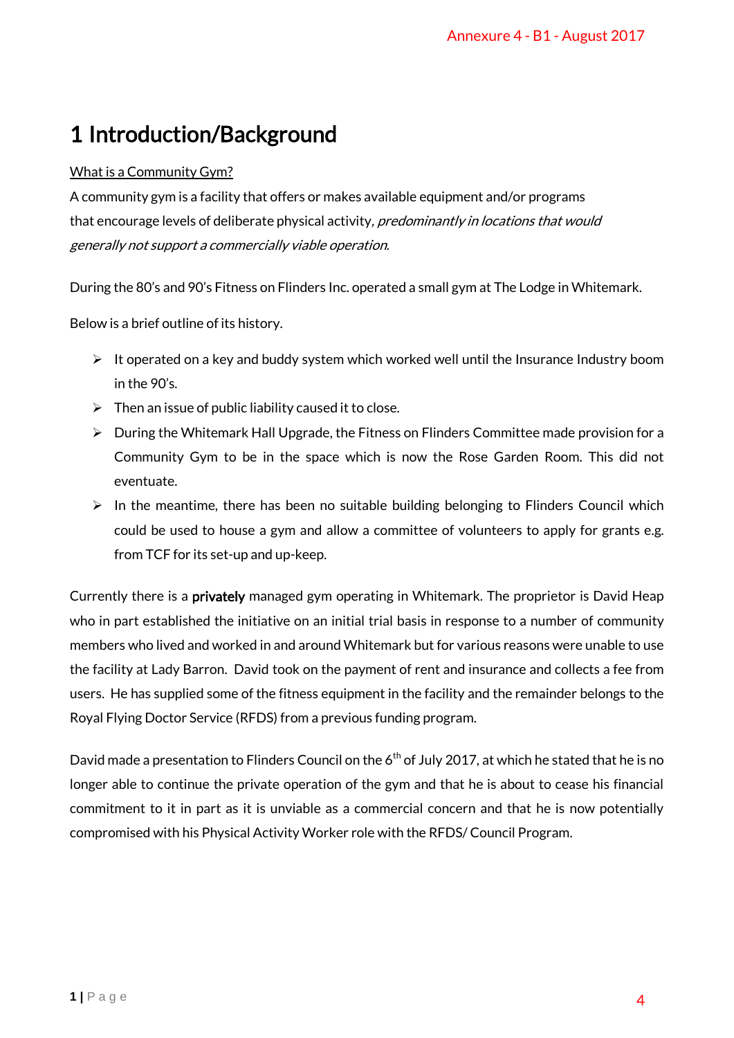# 1 Introduction/Background

What is a Community Gym?

A community gym is a facility that offers or makes available equipment and/or programs that encourage levels of deliberate physical activity, *predominantly in locations that would generally not support a commercially viable operation*.

During the 80's and 90's Fitness on Flinders Inc. operated a small gym at The Lodge in Whitemark.

Below is a brief outline of its history.

- It operated on a key and buddy system which worked well until the Insurance Industry boom in the 90's.
- Then an issue of public liability caused it to close.
- During the Whitemark Hall Upgrade, the Fitness on Flinders Committee made provision for a Community Gym to be in the space which is now the Rose Garden Room. This did not eventuate.
- In the meantime, there has been no suitable building belonging to Flinders Council which could be used to house a gym and allow a committee of volunteers to apply for grants e.g. from TCF for its set-up and up-keep.

Currently there is a **privately** managed gym operating in Whitemark. The proprietor is David Heap who in part established the initiative on an initial trial basis in response to a number of community members who lived and worked in and around Whitemark but for various reasons were unable to use the facility at Lady Barron. David took on the payment of rent and insurance and collects a fee from users. He has supplied some of the fitness equipment in the facility and the remainder belongs to the Royal Flying Doctor Service (RFDS) from a previous funding program.

David made a presentation to Flinders Council on the 6th of July 2017, at which he stated that he is no longer able to continue the private operation of the gym and that he is about to cease his financial commitment to it in part as it is unviable as a commercial concern and that he is now potentially compromised with his Physical Activity Worker role with the RFDS/ Council Program.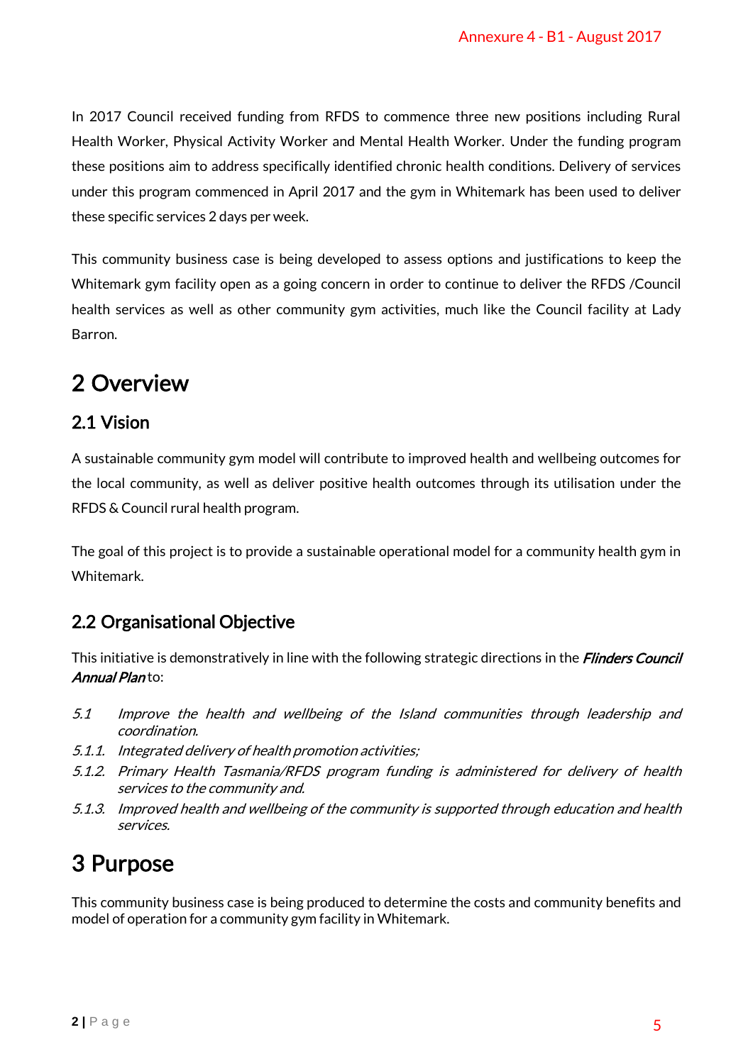In 2017 Council received funding from RFDS to commence three new positions including Rural Health Worker, Physical Activity Worker and Mental Health Worker. Under the funding program these positions aim to address specifically identified chronic health conditions. Delivery of services under this program commenced in April 2017 and the gym in Whitemark has been used to deliver these specific services 2 days per week.

This community business case is being developed to assess options and justifications to keep the Whitemark gym facility open as a going concern in order to continue to deliver the RFDS /Council health services as well as other community gym activities, much like the Council facility at Lady Barron.

# 2 Overview

## 2.1 Vision

A sustainable community gym model will contribute to improved health and wellbeing outcomes for the local community, as well as deliver positive health outcomes through its utilisation under the RFDS & Council rural health program.

The goal of this project is to provide a sustainable operational model for a community health gym in Whitemark.

## 2.2 Organisational Objective

This initiative is demonstratively in line with the following strategic directions in the ***Flinders Council Annual Plan*** to:

- *5.1 Improve the health and wellbeing of the Island communities through leadership and coordination.*
- *5.1.1. Integrated delivery of health promotion activities;*
- *5.1.2. Primary Health Tasmania/RFDS program funding is administered for delivery of health services to the community and.*
- *5.1.3. Improved health and wellbeing of the community is supported through education and health services.*

# 3 Purpose

This community business case is being produced to determine the costs and community benefits and model of operation for a community gym facility in Whitemark.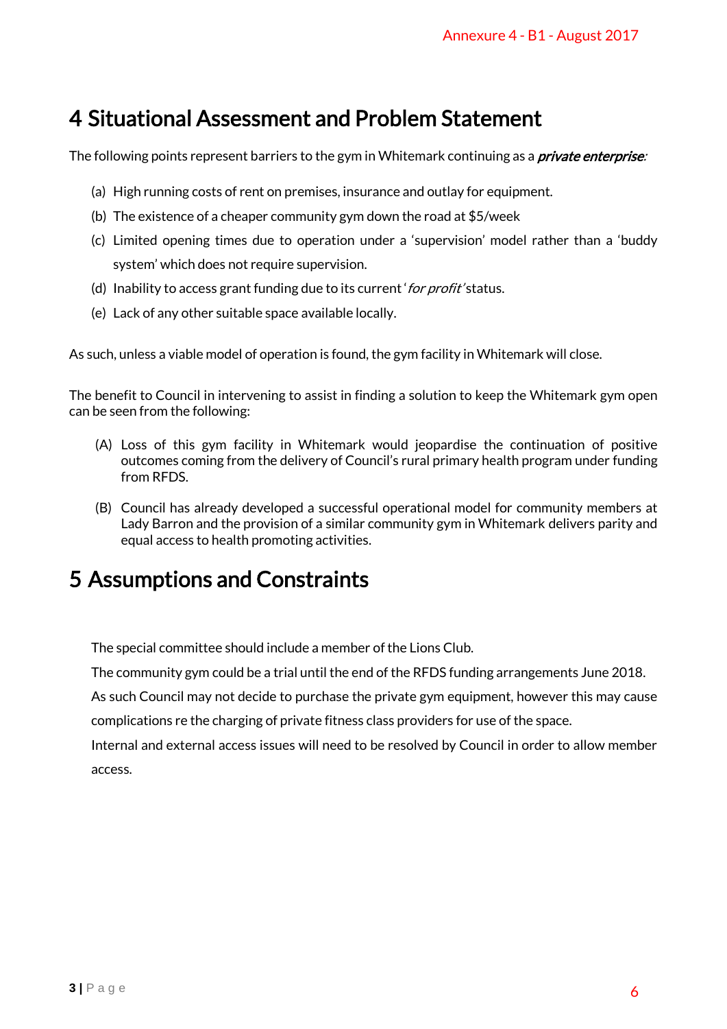# 4 Situational Assessment and Problem Statement

The following points represent barriers to the gym in Whitemark continuing as a ***private enterprise***:

(a) High running costs of rent on premises, insurance and outlay for equipment.

(b) The existence of a cheaper community gym down the road at $5/week

(c) Limited opening times due to operation under a 'supervision' model rather than a 'buddy system' which does not require supervision.

(d) Inability to access grant funding due to its current '*for profit*' status.

(e) Lack of any other suitable space available locally.

As such, unless a viable model of operation is found, the gym facility in Whitemark will close.

The benefit to Council in intervening to assist in finding a solution to keep the Whitemark gym open can be seen from the following:

(A) Loss of this gym facility in Whitemark would jeopardise the continuation of positive outcomes coming from the delivery of Council's rural primary health program under funding from RFDS.

(B) Council has already developed a successful operational model for community members at Lady Barron and the provision of a similar community gym in Whitemark delivers parity and equal access to health promoting activities.

# 5 Assumptions and Constraints

The special committee should include a member of the Lions Club.

The community gym could be a trial until the end of the RFDS funding arrangements June 2018.

As such Council may not decide to purchase the private gym equipment, however this may cause complications re the charging of private fitness class providers for use of the space.

Internal and external access issues will need to be resolved by Council in order to allow member access.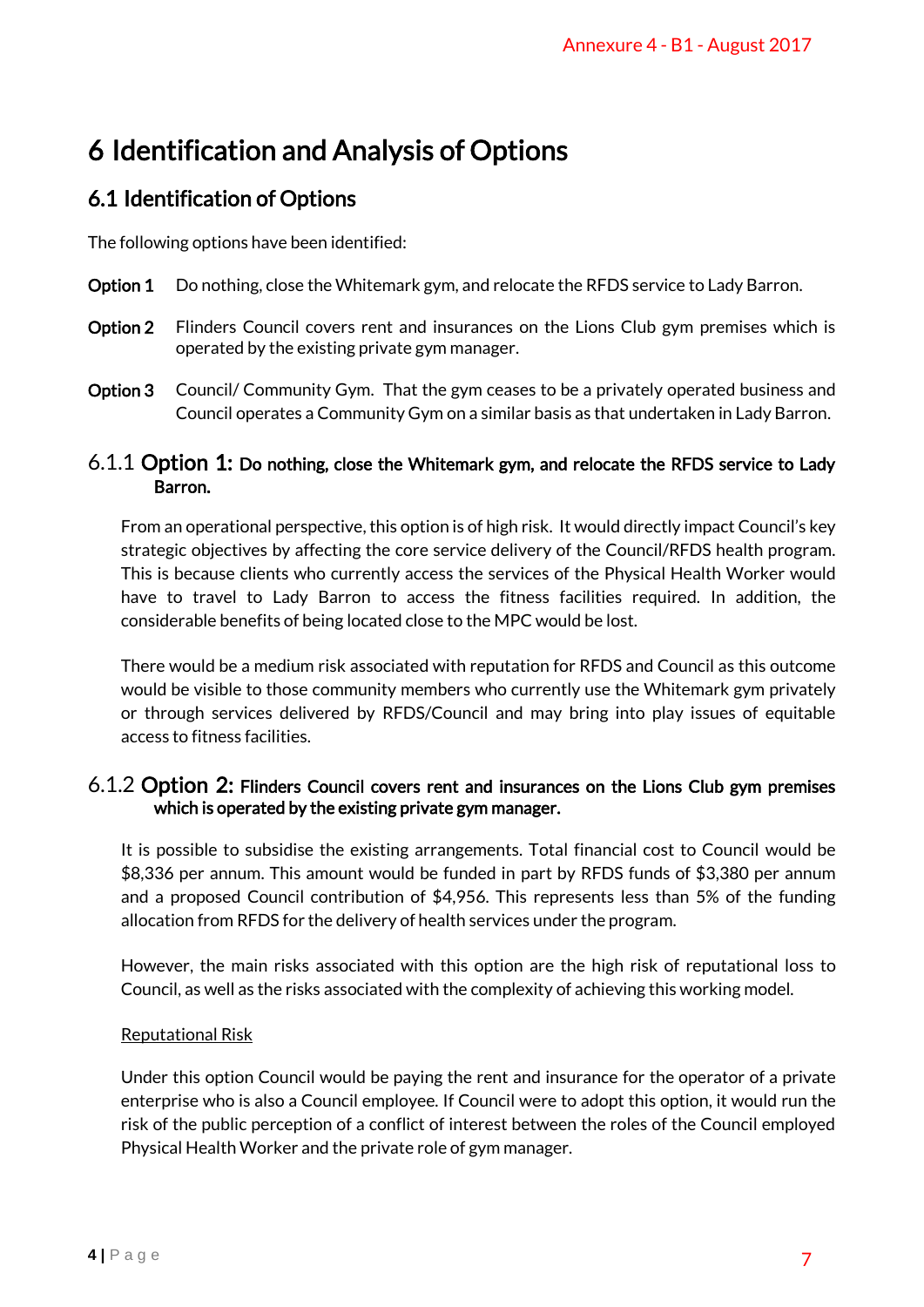# 6 Identification and Analysis of Options

## 6.1 Identification of Options

The following options have been identified:

**Option 1** Do nothing, close the Whitemark gym, and relocate the RFDS service to Lady Barron.

**Option 2** Flinders Council covers rent and insurances on the Lions Club gym premises which is operated by the existing private gym manager.

**Option 3** Council/ Community Gym. That the gym ceases to be a privately operated business and Council operates a Community Gym on a similar basis as that undertaken in Lady Barron.

### 6.1.1 Option 1: Do nothing, close the Whitemark gym, and relocate the RFDS service to Lady Barron.

From an operational perspective, this option is of high risk. It would directly impact Council's key strategic objectives by affecting the core service delivery of the Council/RFDS health program. This is because clients who currently access the services of the Physical Health Worker would have to travel to Lady Barron to access the fitness facilities required. In addition, the considerable benefits of being located close to the MPC would be lost.

There would be a medium risk associated with reputation for RFDS and Council as this outcome would be visible to those community members who currently use the Whitemark gym privately or through services delivered by RFDS/Council and may bring into play issues of equitable access to fitness facilities.

### 6.1.2 Option 2: Flinders Council covers rent and insurances on the Lions Club gym premises which is operated by the existing private gym manager.

It is possible to subsidise the existing arrangements. Total financial cost to Council would be $8,336 per annum. This amount would be funded in part by RFDS funds of $3,380 per annum and a proposed Council contribution of $4,956. This represents less than 5% of the funding allocation from RFDS for the delivery of health services under the program.

However, the main risks associated with this option are the high risk of reputational loss to Council, as well as the risks associated with the complexity of achieving this working model.

Reputational Risk

Under this option Council would be paying the rent and insurance for the operator of a private enterprise who is also a Council employee. If Council were to adopt this option, it would run the risk of the public perception of a conflict of interest between the roles of the Council employed Physical Health Worker and the private role of gym manager.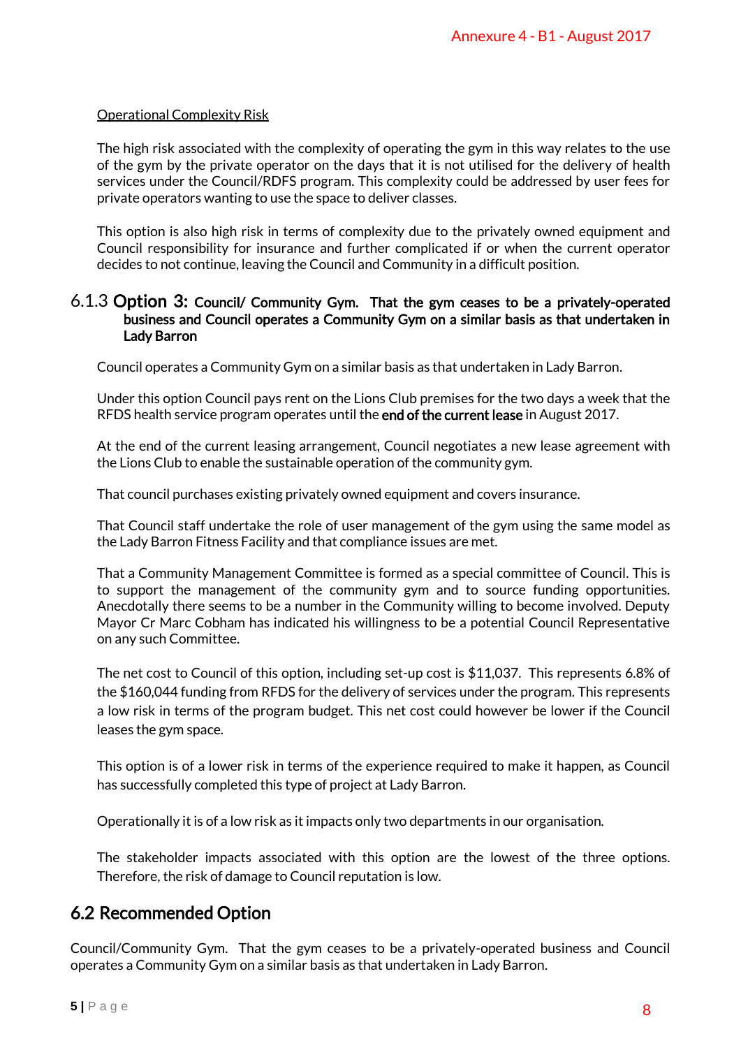Operational Complexity Risk

The high risk associated with the complexity of operating the gym in this way relates to the use of the gym by the private operator on the days that it is not utilised for the delivery of health services under the Council/RDFS program. This complexity could be addressed by user fees for private operators wanting to use the space to deliver classes.

This option is also high risk in terms of complexity due to the privately owned equipment and Council responsibility for insurance and further complicated if or when the current operator decides to not continue, leaving the Council and Community in a difficult position.

### 6.1.3 Option 3: Council/ Community Gym. That the gym ceases to be a privately-operated business and Council operates a Community Gym on a similar basis as that undertaken in Lady Barron

Council operates a Community Gym on a similar basis as that undertaken in Lady Barron.

Under this option Council pays rent on the Lions Club premises for the two days a week that the RFDS health service program operates until the **end of the current lease** in August 2017.

At the end of the current leasing arrangement, Council negotiates a new lease agreement with the Lions Club to enable the sustainable operation of the community gym.

That council purchases existing privately owned equipment and covers insurance.

That Council staff undertake the role of user management of the gym using the same model as the Lady Barron Fitness Facility and that compliance issues are met.

That a Community Management Committee is formed as a special committee of Council. This is to support the management of the community gym and to source funding opportunities. Anecdotally there seems to be a number in the Community willing to become involved. Deputy Mayor Cr Marc Cobham has indicated his willingness to be a potential Council Representative on any such Committee.

The net cost to Council of this option, including set-up cost is $11,037. This represents 6.8% of the $160,044 funding from RFDS for the delivery of services under the program. This represents a low risk in terms of the program budget. This net cost could however be lower if the Council leases the gym space.

This option is of a lower risk in terms of the experience required to make it happen, as Council has successfully completed this type of project at Lady Barron.

Operationally it is of a low risk as it impacts only two departments in our organisation.

The stakeholder impacts associated with this option are the lowest of the three options. Therefore, the risk of damage to Council reputation is low.

## 6.2 Recommended Option

Council/Community Gym. That the gym ceases to be a privately-operated business and Council operates a Community Gym on a similar basis as that undertaken in Lady Barron.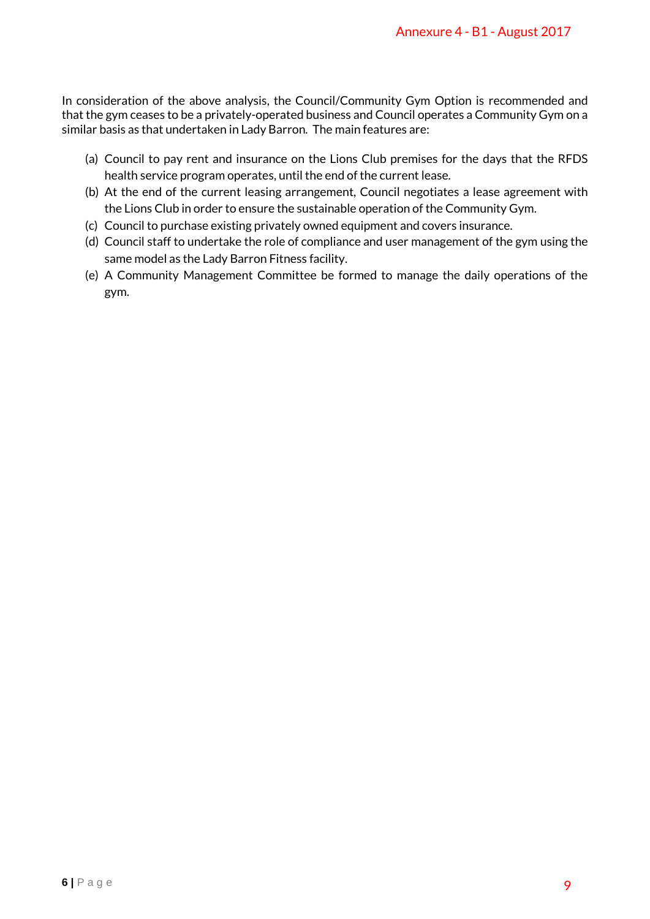In consideration of the above analysis, the Council/Community Gym Option is recommended and that the gym ceases to be a privately-operated business and Council operates a Community Gym on a similar basis as that undertaken in Lady Barron. The main features are:

(a) Council to pay rent and insurance on the Lions Club premises for the days that the RFDS health service program operates, until the end of the current lease.
(b) At the end of the current leasing arrangement, Council negotiates a lease agreement with the Lions Club in order to ensure the sustainable operation of the Community Gym.
(c) Council to purchase existing privately owned equipment and covers insurance.
(d) Council staff to undertake the role of compliance and user management of the gym using the same model as the Lady Barron Fitness facility.
(e) A Community Management Committee be formed to manage the daily operations of the gym.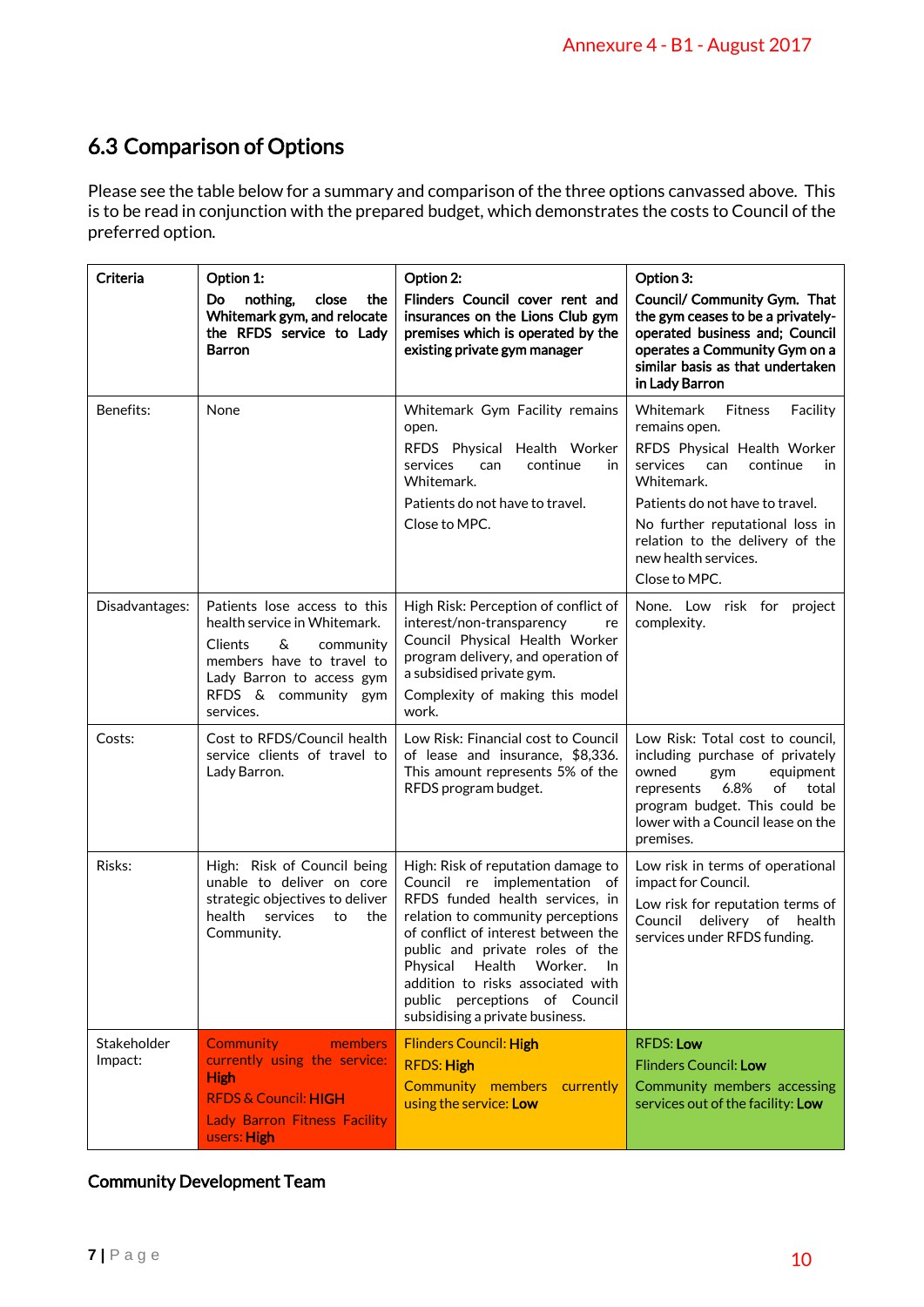## 6.3 Comparison of Options

Please see the table below for a summary and comparison of the three options canvassed above. This is to be read in conjunction with the prepared budget, which demonstrates the costs to Council of the preferred option.

| Criteria | Option 1: **Do nothing, close the Whitemark gym, and relocate the RFDS service to Lady Barron** | Option 2: **Flinders Council cover rent and insurances on the Lions Club gym premises which is operated by the existing private gym manager** | Option 3: **Council/ Community Gym. That the gym ceases to be a privately-operated business and; Council operates a Community Gym on a similar basis as that undertaken in Lady Barron** |
|---|---|---|---|
| Benefits: | None | Whitemark Gym Facility remains open.<br>RFDS Physical Health Worker services can continue in Whitemark.<br>Patients do not have to travel.<br>Close to MPC. | Whitemark Fitness Facility remains open.<br>RFDS Physical Health Worker services can continue in Whitemark.<br>Patients do not have to travel.<br>No further reputational loss in relation to the delivery of the new health services.<br>Close to MPC. |
| Disadvantages: | Patients lose access to this health service in Whitemark.<br>Clients & community members have to travel to Lady Barron to access gym RFDS & community gym services. | High Risk: Perception of conflict of interest/non-transparency re Council Physical Health Worker program delivery, and operation of a subsidised private gym.<br>Complexity of making this model work. | None. Low risk for project complexity. |
| Costs: | Cost to RFDS/Council health service clients of travel to Lady Barron. | Low Risk: Financial cost to Council of lease and insurance, $8,336. This amount represents 5% of the RFDS program budget. | Low Risk: Total cost to council, including purchase of privately owned gym equipment represents 6.8% of total program budget. This could be lower with a Council lease on the premises. |
| Risks: | High: Risk of Council being unable to deliver on core strategic objectives to deliver health services to the Community. | High: Risk of reputation damage to Council re implementation of RFDS funded health services, in relation to community perceptions of conflict of interest between the public and private roles of the Physical Health Worker. In addition to risks associated with public perceptions of Council subsidising a private business. | Low risk in terms of operational impact for Council.<br>Low risk for reputation terms of Council delivery of health services under RFDS funding. |
| Stakeholder Impact: | Community members currently using the service: **High**<br>RFDS & Council: **HIGH**<br>Lady Barron Fitness Facility users: **High** | Flinders Council: **High**<br>RFDS: **High**<br>Community members currently using the service: **Low** | RFDS: **Low**<br>Flinders Council: **Low**<br>Community members accessing services out of the facility: **Low** |

**Community Development Team**